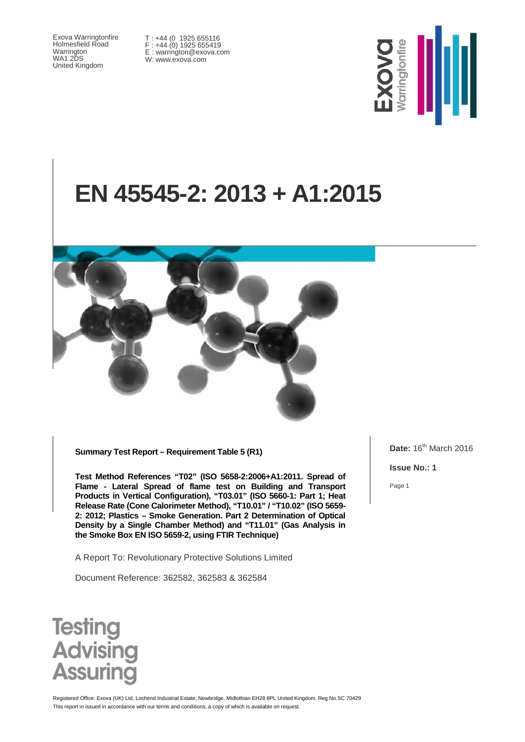Exova Warringtonfire
Holmesfield Road
Warrington
WA1 2DS
United Kingdom

T : +44 (0 1925 655116
F : +44 (0) 1925 655419
E : warrington@exova.com
W: www.exova.com

# EN 45545-2: 2013 + A1:2015

**Summary Test Report – Requirement Table 5 (R1)**

**Test Method References "T02" (ISO 5658-2:2006+A1:2011. Spread of Flame - Lateral Spread of flame test on Building and Transport Products in Vertical Configuration), "T03.01" (ISO 5660-1: Part 1; Heat Release Rate (Cone Calorimeter Method), "T10.01" / "T10.02" (ISO 5659-2: 2012; Plastics – Smoke Generation. Part 2 Determination of Optical Density by a Single Chamber Method) and "T11.01" (Gas Analysis in the Smoke Box EN ISO 5659-2, using FTIR Technique)**

A Report To: Revolutionary Protective Solutions Limited

Document Reference: 362582, 362583 & 362584

**Date:** 16th March 2016

**Issue No.: 1**

Testing
Advising
Assuring

Registered Office: Exova (UK) Ltd, Lochend Industrial Estate, Newbridge, Midlothian EH28 8PL United Kingdom. Reg No.SC 70429
This report in issued in accordance with our terms and conditions, a copy of which is available on request.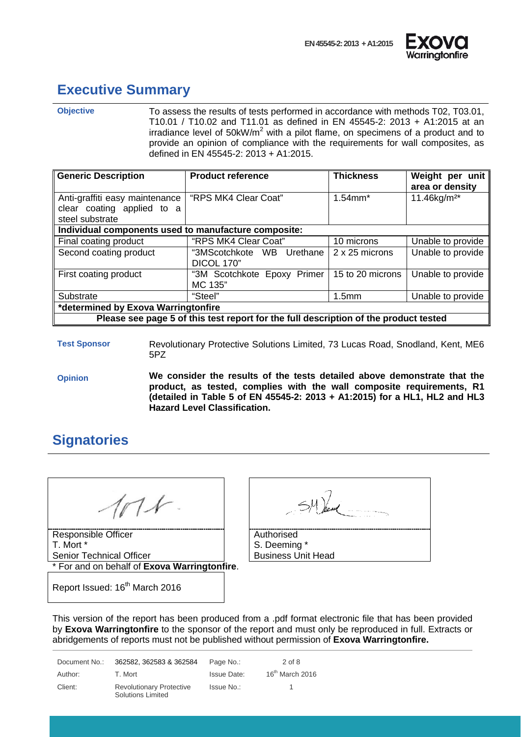## Executive Summary

**Objective**

To assess the results of tests performed in accordance with methods T02, T03.01, T10.01 / T10.02 and T11.01 as defined in EN 45545-2: 2013 + A1:2015 at an irradiance level of $50kW/m^2$ with a pilot flame, on specimens of a product and to provide an opinion of compliance with the requirements for wall composites, as defined in EN 45545-2: 2013 + A1:2015.

| Generic Description | Product reference | Thickness | Weight per unit area or density |
|---|---|---|---|
| Anti-graffiti easy maintenance clear coating applied to a steel substrate | "RPS MK4 Clear Coat" | 1.54mm* | $11.46kg/m^2$* |
| **Individual components used to manufacture composite:** | | | |
| Final coating product | "RPS MK4 Clear Coat" | 10 microns | Unable to provide |
| Second coating product | "3MScotchkote WB Urethane DICOL 170" | 2 x 25 microns | Unable to provide |
| First coating product | "3M Scotchkote Epoxy Primer MC 135" | 15 to 20 microns | Unable to provide |
| Substrate | "Steel" | 1.5mm | Unable to provide |
| ***determined by Exova Warringtonfire** | | | |
| **Please see page 5 of this test report for the full description of the product tested** | | | |

**Test Sponsor**

Revolutionary Protective Solutions Limited, 73 Lucas Road, Snodland, Kent, ME6 5PZ

**Opinion**

**We consider the results of the tests detailed above demonstrate that the product, as tested, complies with the wall composite requirements, R1 (detailed in Table 5 of EN 45545-2: 2013 + A1:2015) for a HL1, HL2 and HL3 Hazard Level Classification.**

## Signatories

| Responsible Officer | Authorised |
|---|---|
| T. Mort * | S. Deeming * |
| Senior Technical Officer | Business Unit Head |

\* For and on behalf of **Exova Warringtonfire**.

Report Issued: 16th March 2016

This version of the report has been produced from a .pdf format electronic file that has been provided by **Exova Warringtonfire** to the sponsor of the report and must only be reproduced in full. Extracts or abridgements of reports must not be published without permission of **Exova Warringtonfire.**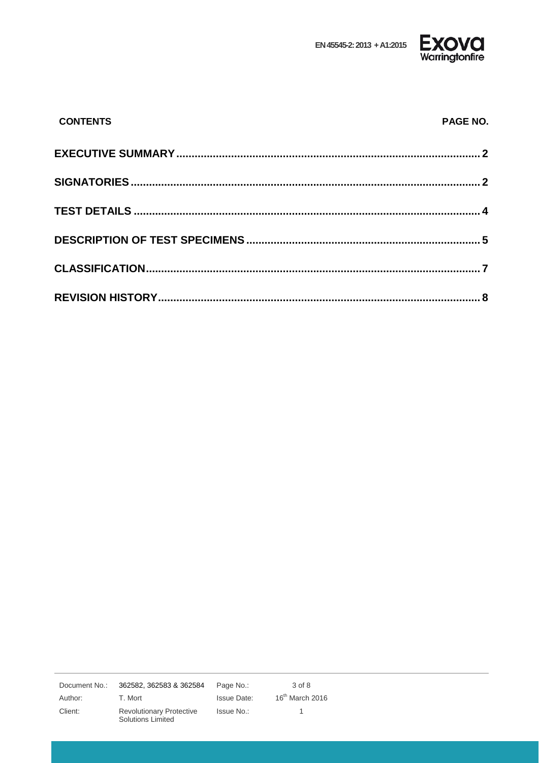| CONTENTS | PAGE NO. |
|---|---|
| **EXECUTIVE SUMMARY** | **2** |
| **SIGNATORIES** | **2** |
| **TEST DETAILS** | **4** |
| **DESCRIPTION OF TEST SPECIMENS** | **5** |
| **CLASSIFICATION** | **7** |
| **REVISION HISTORY** | **8** |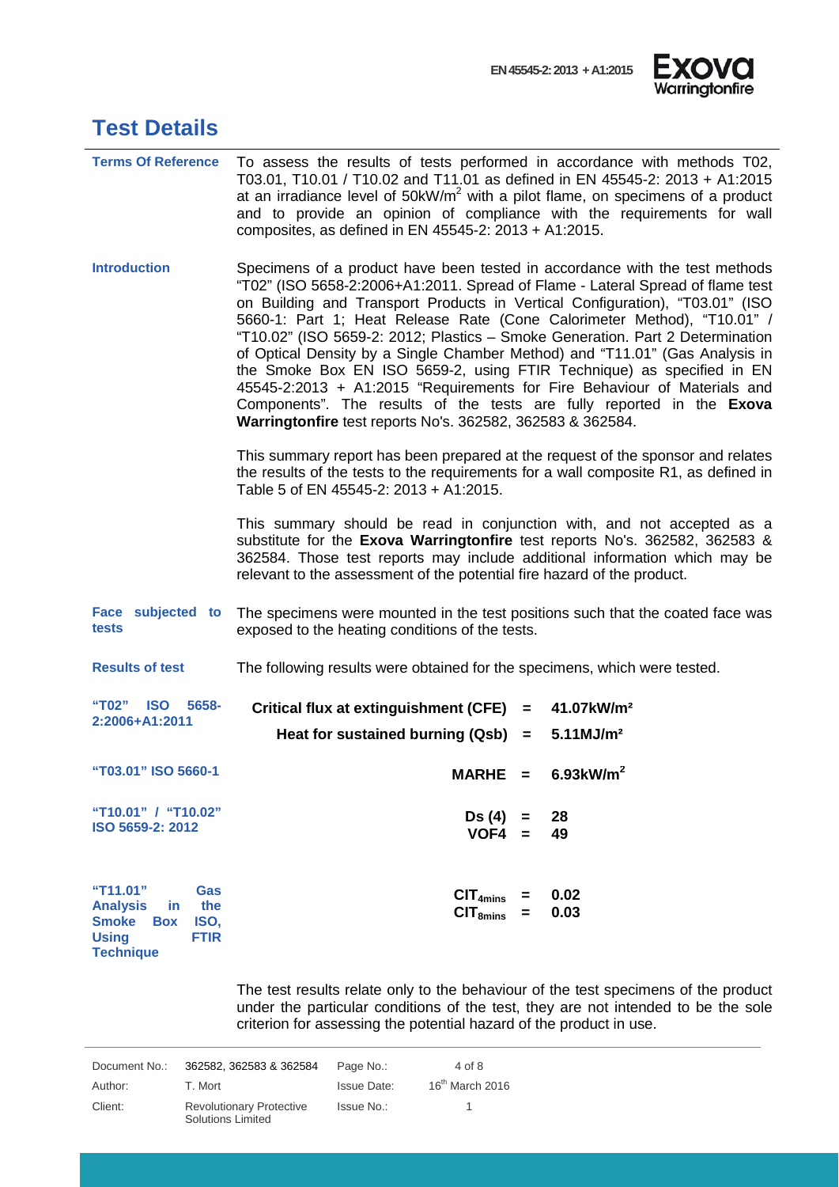# Test Details

**Terms Of Reference**

To assess the results of tests performed in accordance with methods T02, T03.01, T10.01 / T10.02 and T11.01 as defined in EN 45545-2: 2013 + A1:2015 at an irradiance level of $50kW/m^2$ with a pilot flame, on specimens of a product and to provide an opinion of compliance with the requirements for wall composites, as defined in EN 45545-2: 2013 + A1:2015.

**Introduction**

Specimens of a product have been tested in accordance with the test methods "T02" (ISO 5658-2:2006+A1:2011. Spread of Flame - Lateral Spread of flame test on Building and Transport Products in Vertical Configuration), "T03.01" (ISO 5660-1: Part 1; Heat Release Rate (Cone Calorimeter Method), "T10.01" / "T10.02" (ISO 5659-2: 2012; Plastics – Smoke Generation. Part 2 Determination of Optical Density by a Single Chamber Method) and "T11.01" (Gas Analysis in the Smoke Box EN ISO 5659-2, using FTIR Technique) as specified in EN 45545-2:2013 + A1:2015 "Requirements for Fire Behaviour of Materials and Components". The results of the tests are fully reported in the **Exova Warringtonfire** test reports No's. 362582, 362583 & 362584.

This summary report has been prepared at the request of the sponsor and relates the results of the tests to the requirements for a wall composite R1, as defined in Table 5 of EN 45545-2: 2013 + A1:2015.

This summary should be read in conjunction with, and not accepted as a substitute for the **Exova Warringtonfire** test reports No's. 362582, 362583 & 362584. Those test reports may include additional information which may be relevant to the assessment of the potential fire hazard of the product.

**Face subjected to tests**

The specimens were mounted in the test positions such that the coated face was exposed to the heating conditions of the tests.

**Results of test**

The following results were obtained for the specimens, which were tested.

| Test | Parameter | | Result |
|---|---|---|---|
| "T02" ISO 5658-2:2006+A1:2011 | **Critical flux at extinguishment (CFE)** | = | **$41.07kW/m^2$** |
| | **Heat for sustained burning (Qsb)** | = | **$5.11MJ/m^2$** |
| "T03.01" ISO 5660-1 | **MARHE** | = | **$6.93kW/m^2$** |
| "T10.01" / "T10.02" ISO 5659-2: 2012 | **Ds (4)** | = | **28** |
| | **VOF4** | = | **49** |
| "T11.01" Gas Analysis in the Smoke Box ISO, Using FTIR Technique | **$CIT_{4mins}$** | = | **0.02** |
| | **$CIT_{8mins}$** | = | **0.03** |

The test results relate only to the behaviour of the test specimens of the product under the particular conditions of the test, they are not intended to be the sole criterion for assessing the potential hazard of the product in use.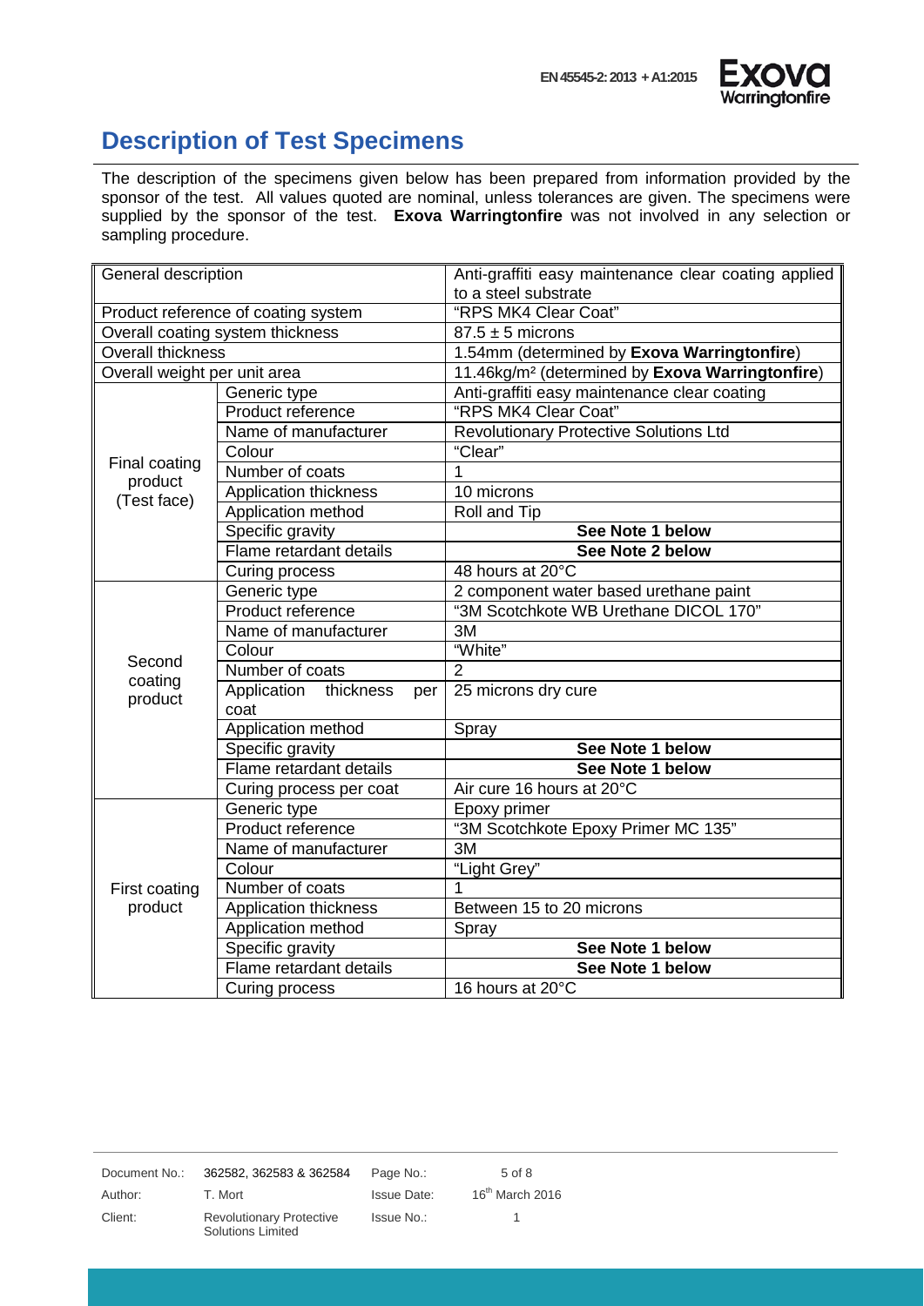## Description of Test Specimens

The description of the specimens given below has been prepared from information provided by the sponsor of the test. All values quoted are nominal, unless tolerances are given. The specimens were supplied by the sponsor of the test. **Exova Warringtonfire** was not involved in any selection or sampling procedure.

| General description | | Anti-graffiti easy maintenance clear coating applied to a steel substrate |
|---|---|---|
| Product reference of coating system | | "RPS MK4 Clear Coat" |
| Overall coating system thickness | | 87.5 ± 5 microns |
| Overall thickness | | 1.54mm (determined by **Exova Warringtonfire**) |
| Overall weight per unit area | | 11.46kg/m² (determined by **Exova Warringtonfire**) |
| Final coating product (Test face) | Generic type | Anti-graffiti easy maintenance clear coating |
| | Product reference | "RPS MK4 Clear Coat" |
| | Name of manufacturer | Revolutionary Protective Solutions Ltd |
| | Colour | "Clear" |
| | Number of coats | 1 |
| | Application thickness | 10 microns |
| | Application method | Roll and Tip |
| | Specific gravity | **See Note 1 below** |
| | Flame retardant details | **See Note 2 below** |
| | Curing process | 48 hours at 20°C |
| Second coating product | Generic type | 2 component water based urethane paint |
| | Product reference | "3M Scotchkote WB Urethane DICOL 170" |
| | Name of manufacturer | 3M |
| | Colour | "White" |
| | Number of coats | 2 |
| | Application thickness per coat | 25 microns dry cure |
| | Application method | Spray |
| | Specific gravity | **See Note 1 below** |
| | Flame retardant details | **See Note 1 below** |
| | Curing process per coat | Air cure 16 hours at 20°C |
| First coating product | Generic type | Epoxy primer |
| | Product reference | "3M Scotchkote Epoxy Primer MC 135" |
| | Name of manufacturer | 3M |
| | Colour | "Light Grey" |
| | Number of coats | 1 |
| | Application thickness | Between 15 to 20 microns |
| | Application method | Spray |
| | Specific gravity | **See Note 1 below** |
| | Flame retardant details | **See Note 1 below** |
| | Curing process | 16 hours at 20°C |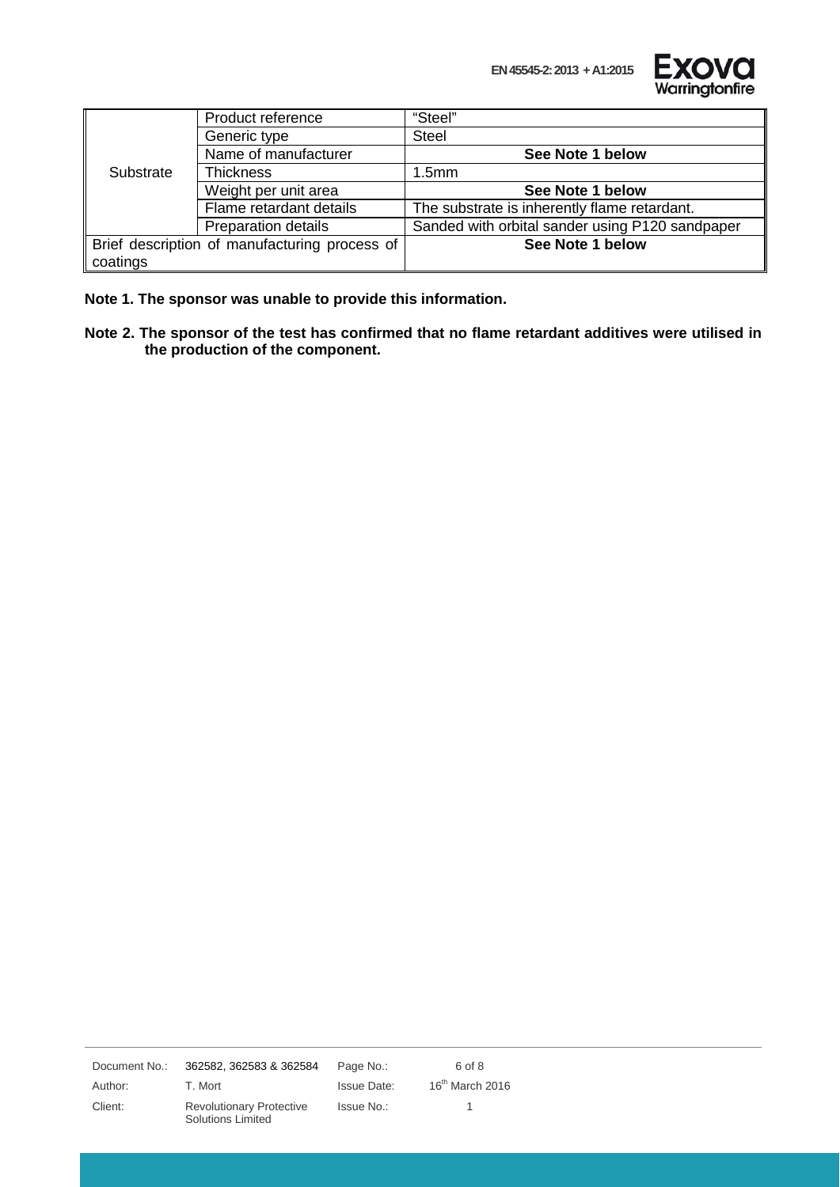| | | |
|---|---|---|
| Substrate | Product reference | "Steel" |
| | Generic type | Steel |
| | Name of manufacturer | **See Note 1 below** |
| | Thickness | 1.5mm |
| | Weight per unit area | **See Note 1 below** |
| | Flame retardant details | The substrate is inherently flame retardant. |
| | Preparation details | Sanded with orbital sander using P120 sandpaper |
| Brief description of manufacturing process of coatings | | **See Note 1 below** |

**Note 1. The sponsor was unable to provide this information.**

**Note 2. The sponsor of the test has confirmed that no flame retardant additives were utilised in the production of the component.**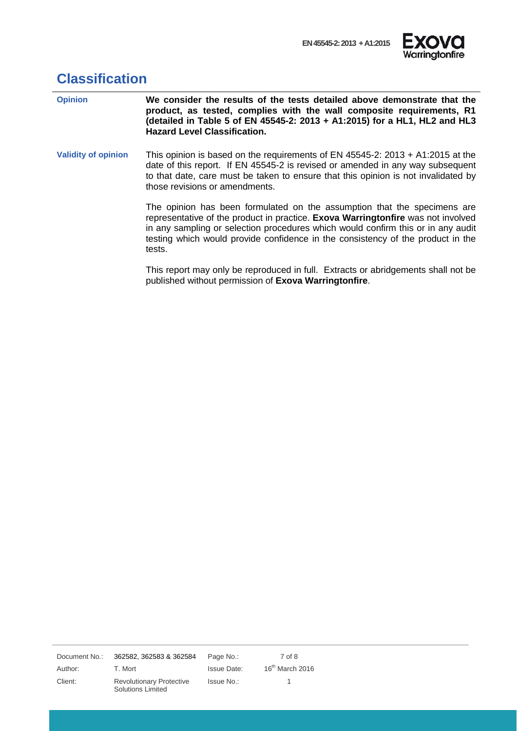# Classification

**Opinion**

**We consider the results of the tests detailed above demonstrate that the product, as tested, complies with the wall composite requirements, R1 (detailed in Table 5 of EN 45545-2: 2013 + A1:2015) for a HL1, HL2 and HL3 Hazard Level Classification.**

**Validity of opinion**

This opinion is based on the requirements of EN 45545-2: 2013 + A1:2015 at the date of this report. If EN 45545-2 is revised or amended in any way subsequent to that date, care must be taken to ensure that this opinion is not invalidated by those revisions or amendments.

The opinion has been formulated on the assumption that the specimens are representative of the product in practice. **Exova Warringtonfire** was not involved in any sampling or selection procedures which would confirm this or in any audit testing which would provide confidence in the consistency of the product in the tests.

This report may only be reproduced in full. Extracts or abridgements shall not be published without permission of **Exova Warringtonfire**.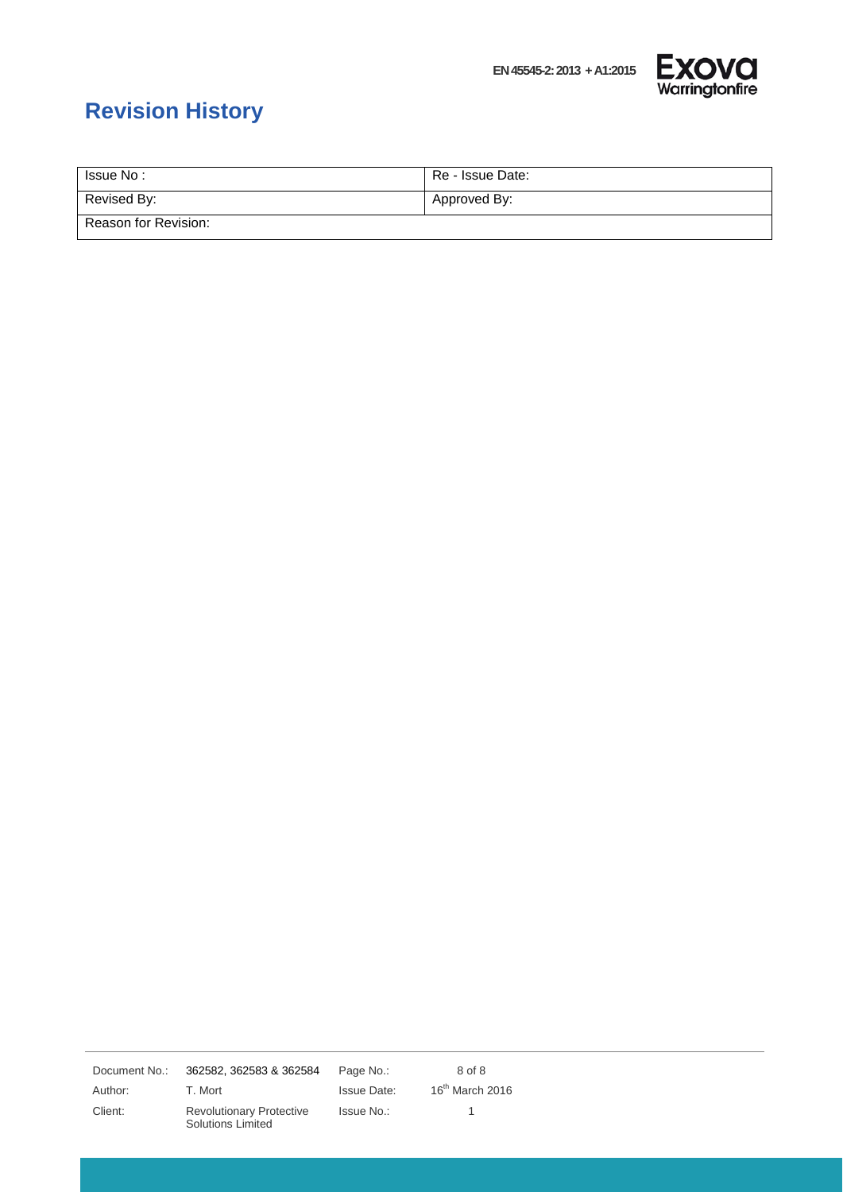# Revision History

| | |
|---|---|
| Issue No : | Re - Issue Date: |
| Revised By: | Approved By: |
| Reason for Revision: | |